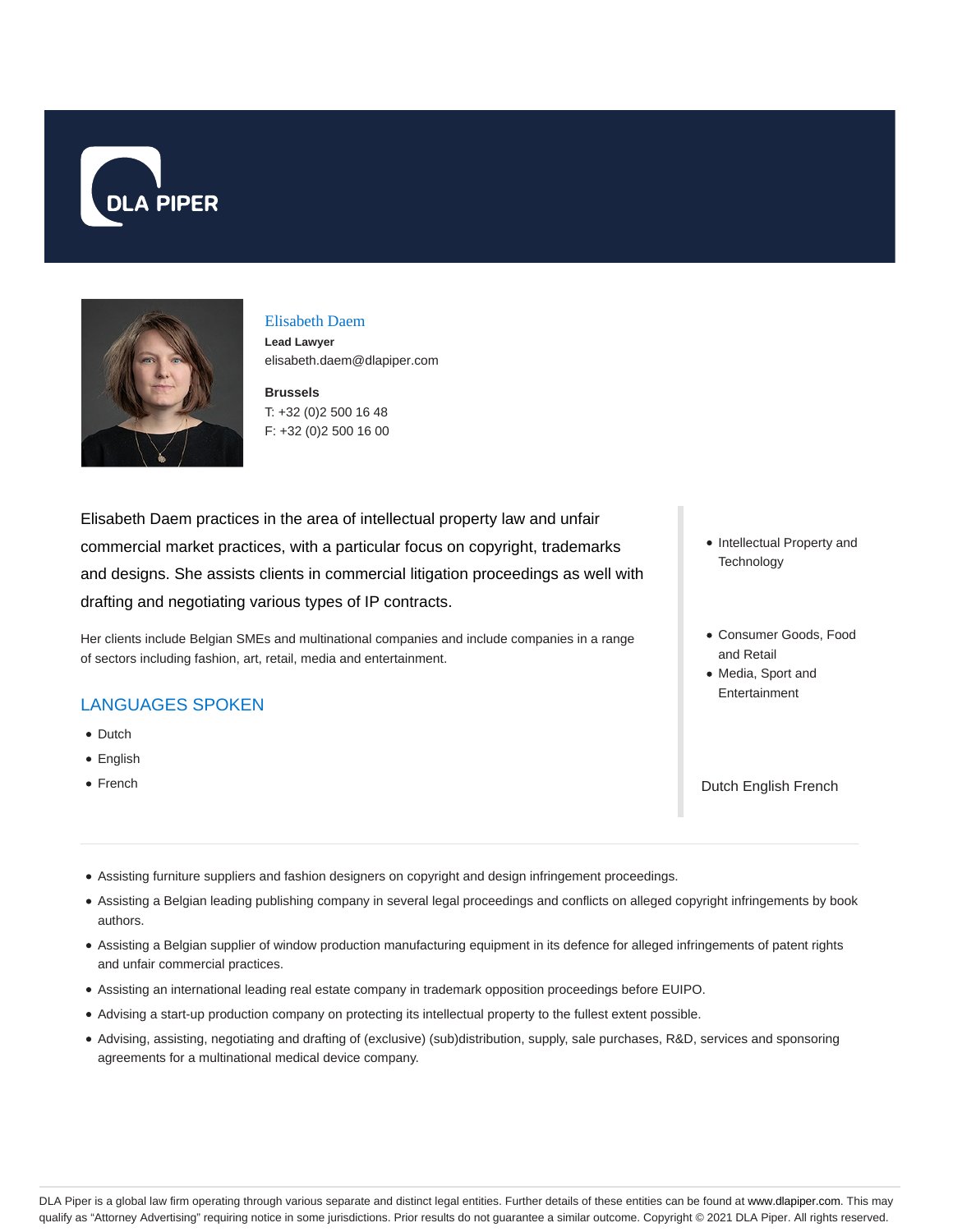# Elisabeth Daem

**Lead Lawyer**

elisabeth.daem@dlapiper.com

**Brussels**

T: +32 (0)2 500 16 48

F: +32 (0)2 500 16 00

Elisabeth Daem practices in the area of intellectual property law and unfair commercial market practices, with a particular focus on copyright, trademarks and designs. She assists clients in commercial litigation proceedings as well with drafting and negotiating various types of IP contracts.

Her clients include Belgian SMEs and multinational companies and include companies in a range of sectors including fashion, art, retail, media and entertainment.

## LANGUAGES SPOKEN

- Dutch
- English
- French

- Intellectual Property and Technology

- Consumer Goods, Food and Retail
- Media, Sport and Entertainment

Dutch English French

---

- Assisting furniture suppliers and fashion designers on copyright and design infringement proceedings.
- Assisting a Belgian leading publishing company in several legal proceedings and conflicts on alleged copyright infringements by book authors.
- Assisting a Belgian supplier of window production manufacturing equipment in its defence for alleged infringements of patent rights and unfair commercial practices.
- Assisting an international leading real estate company in trademark opposition proceedings before EUIPO.
- Advising a start-up production company on protecting its intellectual property to the fullest extent possible.
- Advising, assisting, negotiating and drafting of (exclusive) (sub)distribution, supply, sale purchases, R&D, services and sponsoring agreements for a multinational medical device company.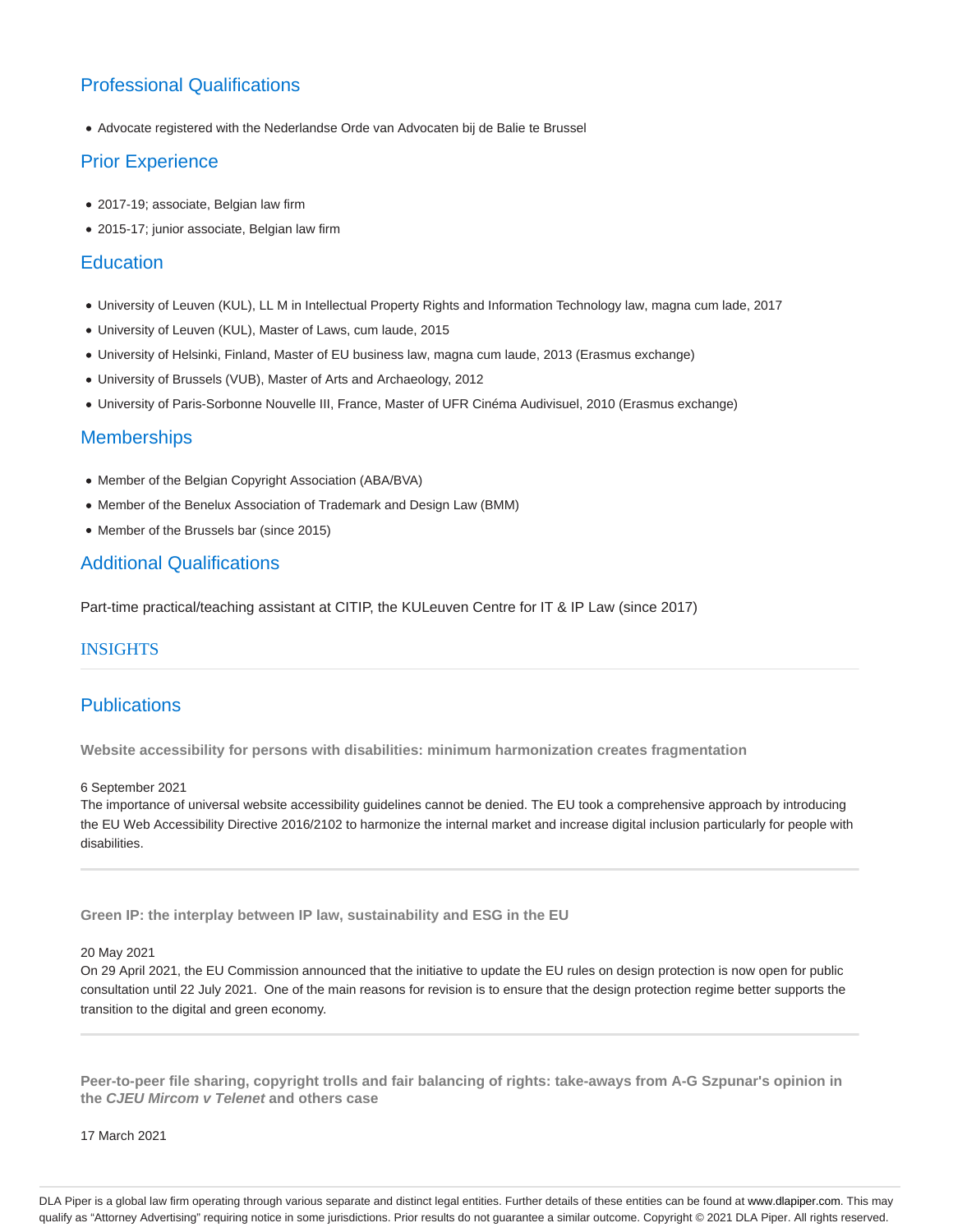## Professional Qualifications

- Advocate registered with the Nederlandse Orde van Advocaten bij de Balie te Brussel

## Prior Experience

- 2017-19; associate, Belgian law firm
- 2015-17; junior associate, Belgian law firm

## Education

- University of Leuven (KUL), LL M in Intellectual Property Rights and Information Technology law, magna cum lade, 2017
- University of Leuven (KUL), Master of Laws, cum laude, 2015
- University of Helsinki, Finland, Master of EU business law, magna cum laude, 2013 (Erasmus exchange)
- University of Brussels (VUB), Master of Arts and Archaeology, 2012
- University of Paris-Sorbonne Nouvelle III, France, Master of UFR Cinéma Audivisuel, 2010 (Erasmus exchange)

## Memberships

- Member of the Belgian Copyright Association (ABA/BVA)
- Member of the Benelux Association of Trademark and Design Law (BMM)
- Member of the Brussels bar (since 2015)

## Additional Qualifications

Part-time practical/teaching assistant at CITIP, the KULeuven Centre for IT & IP Law (since 2017)

## INSIGHTS

## Publications

**Website accessibility for persons with disabilities: minimum harmonization creates fragmentation**

6 September 2021

The importance of universal website accessibility guidelines cannot be denied. The EU took a comprehensive approach by introducing the EU Web Accessibility Directive 2016/2102 to harmonize the internal market and increase digital inclusion particularly for people with disabilities.

---

**Green IP: the interplay between IP law, sustainability and ESG in the EU**

20 May 2021

On 29 April 2021, the EU Commission announced that the initiative to update the EU rules on design protection is now open for public consultation until 22 July 2021. One of the main reasons for revision is to ensure that the design protection regime better supports the transition to the digital and green economy.

---

**Peer-to-peer file sharing, copyright trolls and fair balancing of rights: take-aways from A-G Szpunar's opinion in the *CJEU Mircom v Telenet* and others case**

17 March 2021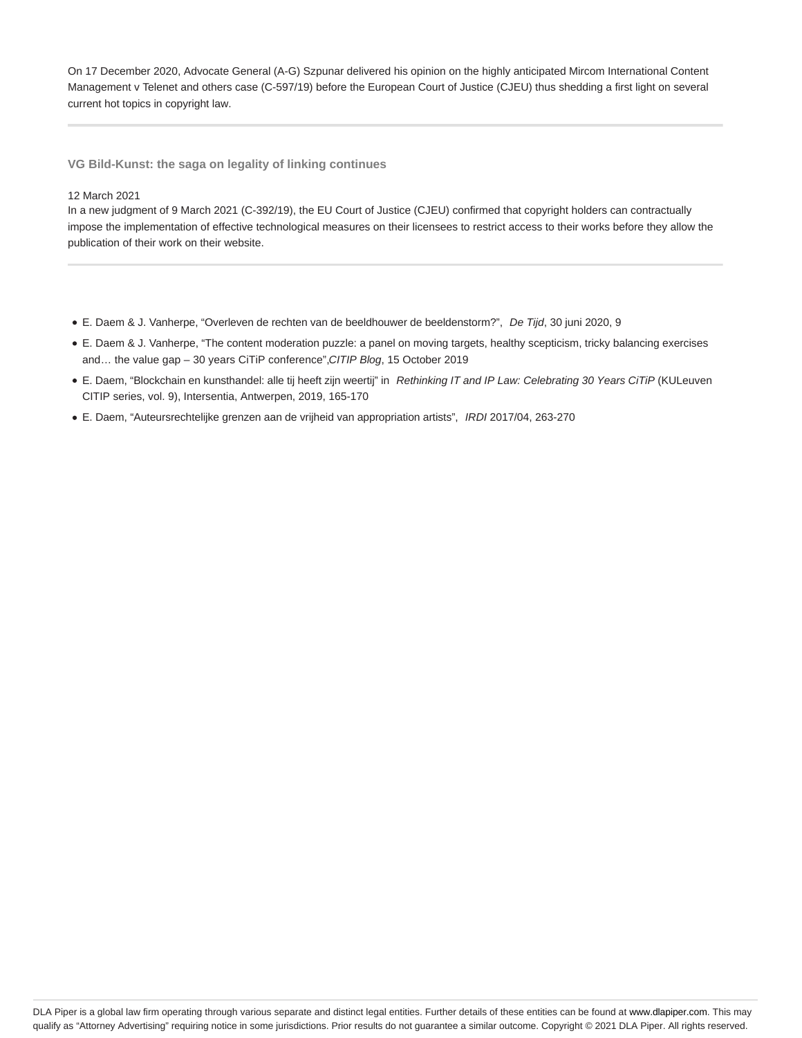On 17 December 2020, Advocate General (A-G) Szpunar delivered his opinion on the highly anticipated Mircom International Content Management v Telenet and others case (C-597/19) before the European Court of Justice (CJEU) thus shedding a first light on several current hot topics in copyright law.

---

**VG Bild-Kunst: the saga on legality of linking continues**

12 March 2021

In a new judgment of 9 March 2021 (C-392/19), the EU Court of Justice (CJEU) confirmed that copyright holders can contractually impose the implementation of effective technological measures on their licensees to restrict access to their works before they allow the publication of their work on their website.

---

- E. Daem & J. Vanherpe, "Overleven de rechten van de beeldhouwer de beeldenstorm?", *De Tijd*, 30 juni 2020, 9
- E. Daem & J. Vanherpe, "The content moderation puzzle: a panel on moving targets, healthy scepticism, tricky balancing exercises and… the value gap – 30 years CiTiP conference",*CITIP Blog*, 15 October 2019
- E. Daem, "Blockchain en kunsthandel: alle tij heeft zijn weertij" in *Rethinking IT and IP Law: Celebrating 30 Years CiTiP* (KULeuven CITIP series, vol. 9), Intersentia, Antwerpen, 2019, 165-170
- E. Daem, "Auteursrechtelijke grenzen aan de vrijheid van appropriation artists", *IRDI* 2017/04, 263-270

DLA Piper is a global law firm operating through various separate and distinct legal entities. Further details of these entities can be found at www.dlapiper.com. This may qualify as "Attorney Advertising" requiring notice in some jurisdictions. Prior results do not guarantee a similar outcome. Copyright © 2021 DLA Piper. All rights reserved.